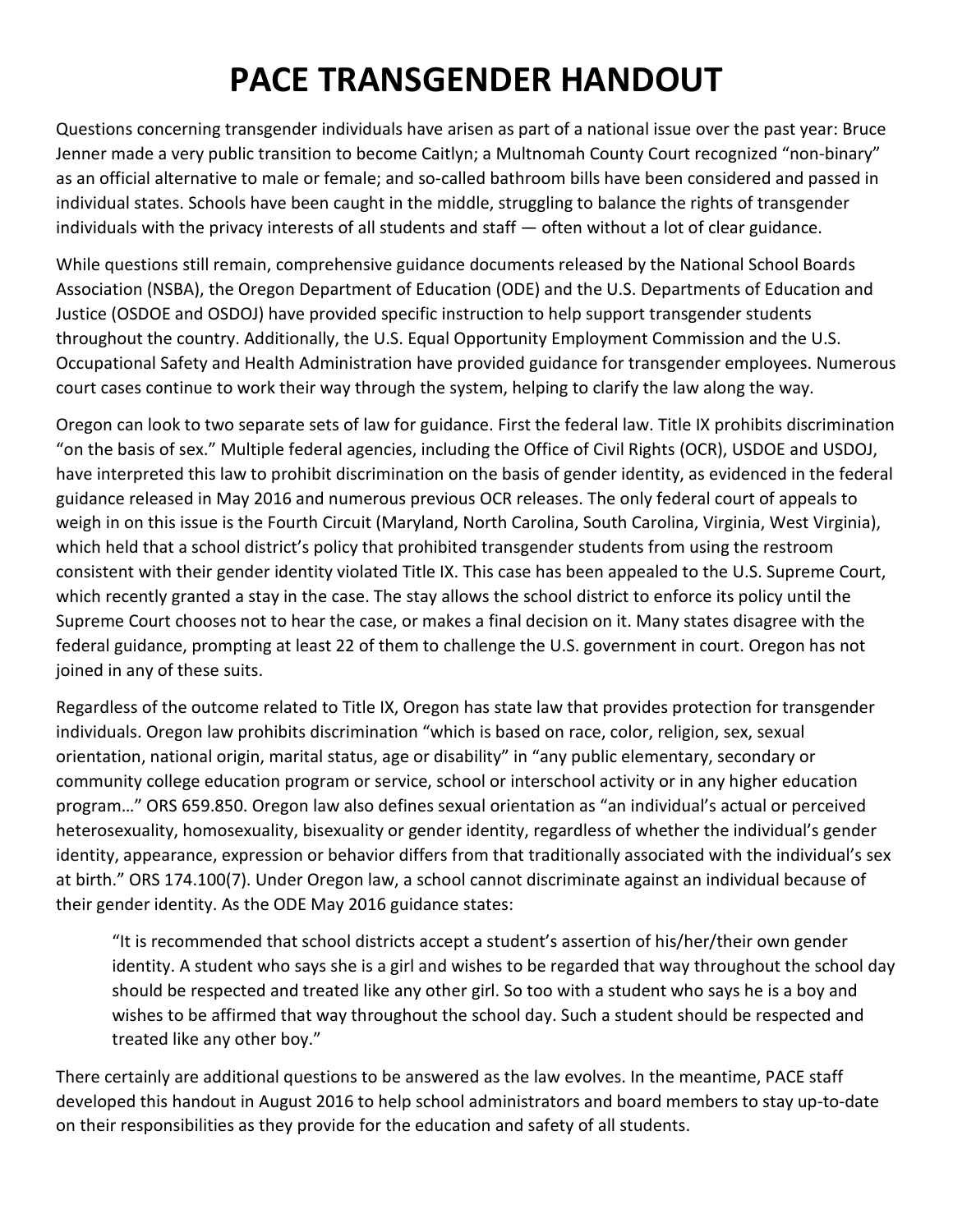# PACE TRANSGENDER HANDOUT

Questions concerning transgender individuals have arisen as part of a national issue over the past year: Bruce Jenner made a very public transition to become Caitlyn; a Multnomah County Court recognized "non-binary" as an official alternative to male or female; and so-called bathroom bills have been considered and passed in individual states. Schools have been caught in the middle, struggling to balance the rights of transgender individuals with the privacy interests of all students and staff — often without a lot of clear guidance.

While questions still remain, comprehensive guidance documents released by the National School Boards Association (NSBA), the Oregon Department of Education (ODE) and the U.S. Departments of Education and Justice (OSDOE and OSDOJ) have provided specific instruction to help support transgender students throughout the country. Additionally, the U.S. Equal Opportunity Employment Commission and the U.S. Occupational Safety and Health Administration have provided guidance for transgender employees. Numerous court cases continue to work their way through the system, helping to clarify the law along the way.

Oregon can look to two separate sets of law for guidance. First the federal law. Title IX prohibits discrimination "on the basis of sex." Multiple federal agencies, including the Office of Civil Rights (OCR), USDOE and USDOJ, have interpreted this law to prohibit discrimination on the basis of gender identity, as evidenced in the federal guidance released in May 2016 and numerous previous OCR releases. The only federal court of appeals to weigh in on this issue is the Fourth Circuit (Maryland, North Carolina, South Carolina, Virginia, West Virginia), which held that a school district's policy that prohibited transgender students from using the restroom consistent with their gender identity violated Title IX. This case has been appealed to the U.S. Supreme Court, which recently granted a stay in the case. The stay allows the school district to enforce its policy until the Supreme Court chooses not to hear the case, or makes a final decision on it. Many states disagree with the federal guidance, prompting at least 22 of them to challenge the U.S. government in court. Oregon has not joined in any of these suits.

Regardless of the outcome related to Title IX, Oregon has state law that provides protection for transgender individuals. Oregon law prohibits discrimination "which is based on race, color, religion, sex, sexual orientation, national origin, marital status, age or disability" in "any public elementary, secondary or community college education program or service, school or interschool activity or in any higher education program…" ORS 659.850. Oregon law also defines sexual orientation as "an individual's actual or perceived heterosexuality, homosexuality, bisexuality or gender identity, regardless of whether the individual's gender identity, appearance, expression or behavior differs from that traditionally associated with the individual's sex at birth." ORS 174.100(7). Under Oregon law, a school cannot discriminate against an individual because of their gender identity. As the ODE May 2016 guidance states:

> "It is recommended that school districts accept a student's assertion of his/her/their own gender identity. A student who says she is a girl and wishes to be regarded that way throughout the school day should be respected and treated like any other girl. So too with a student who says he is a boy and wishes to be affirmed that way throughout the school day. Such a student should be respected and treated like any other boy."

There certainly are additional questions to be answered as the law evolves. In the meantime, PACE staff developed this handout in August 2016 to help school administrators and board members to stay up-to-date on their responsibilities as they provide for the education and safety of all students.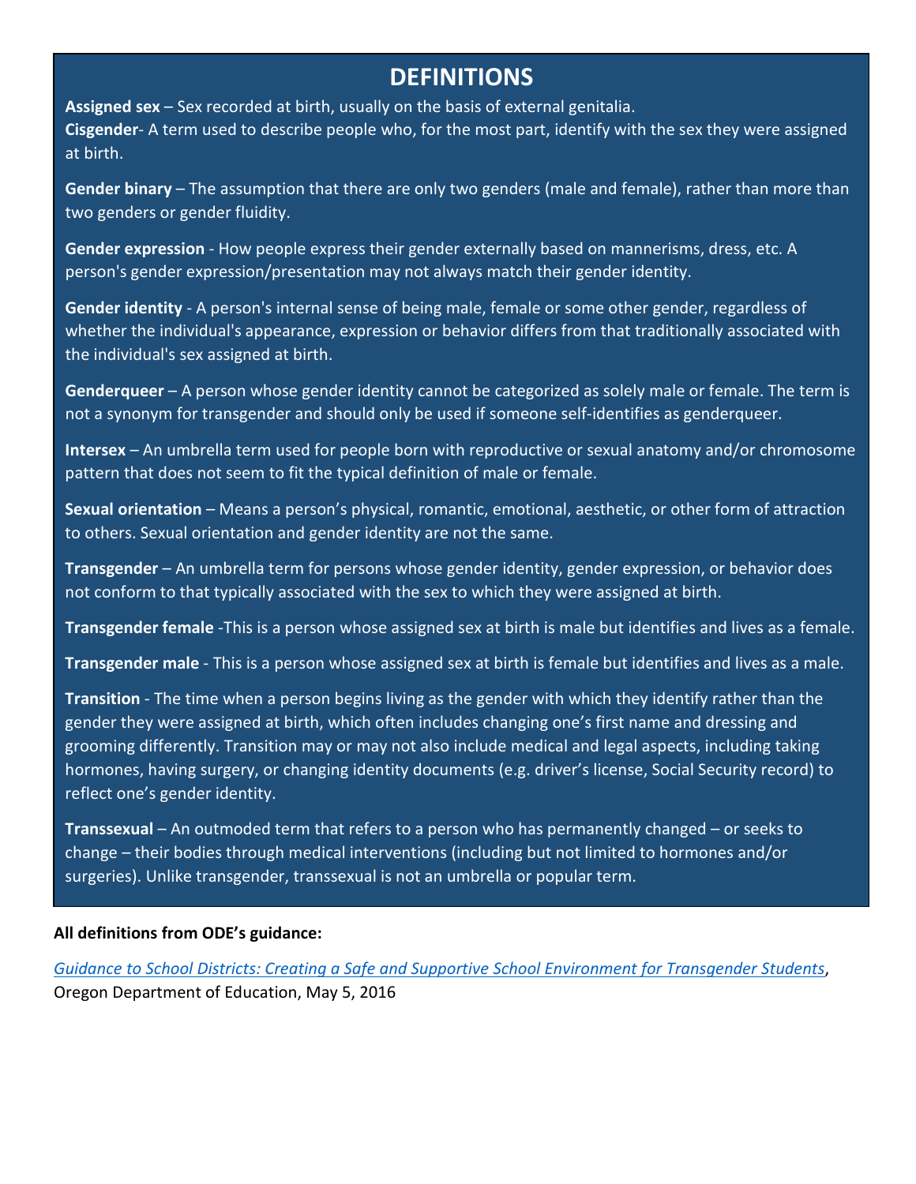# DEFINITIONS

**Assigned sex** – Sex recorded at birth, usually on the basis of external genitalia.

**Cisgender**- A term used to describe people who, for the most part, identify with the sex they were assigned at birth.

**Gender binary** – The assumption that there are only two genders (male and female), rather than more than two genders or gender fluidity.

**Gender expression** - How people express their gender externally based on mannerisms, dress, etc. A person's gender expression/presentation may not always match their gender identity.

**Gender identity** - A person's internal sense of being male, female or some other gender, regardless of whether the individual's appearance, expression or behavior differs from that traditionally associated with the individual's sex assigned at birth.

**Genderqueer** – A person whose gender identity cannot be categorized as solely male or female. The term is not a synonym for transgender and should only be used if someone self-identifies as genderqueer.

**Intersex** – An umbrella term used for people born with reproductive or sexual anatomy and/or chromosome pattern that does not seem to fit the typical definition of male or female.

**Sexual orientation** – Means a person's physical, romantic, emotional, aesthetic, or other form of attraction to others. Sexual orientation and gender identity are not the same.

**Transgender** – An umbrella term for persons whose gender identity, gender expression, or behavior does not conform to that typically associated with the sex to which they were assigned at birth.

**Transgender female** -This is a person whose assigned sex at birth is male but identifies and lives as a female.

**Transgender male** - This is a person whose assigned sex at birth is female but identifies and lives as a male.

**Transition** - The time when a person begins living as the gender with which they identify rather than the gender they were assigned at birth, which often includes changing one's first name and dressing and grooming differently. Transition may or may not also include medical and legal aspects, including taking hormones, having surgery, or changing identity documents (e.g. driver's license, Social Security record) to reflect one's gender identity.

**Transsexual** – An outmoded term that refers to a person who has permanently changed – or seeks to change – their bodies through medical interventions (including but not limited to hormones and/or surgeries). Unlike transgender, transsexual is not an umbrella or popular term.

**All definitions from ODE's guidance:**

*Guidance to School Districts: Creating a Safe and Supportive School Environment for Transgender Students*, Oregon Department of Education, May 5, 2016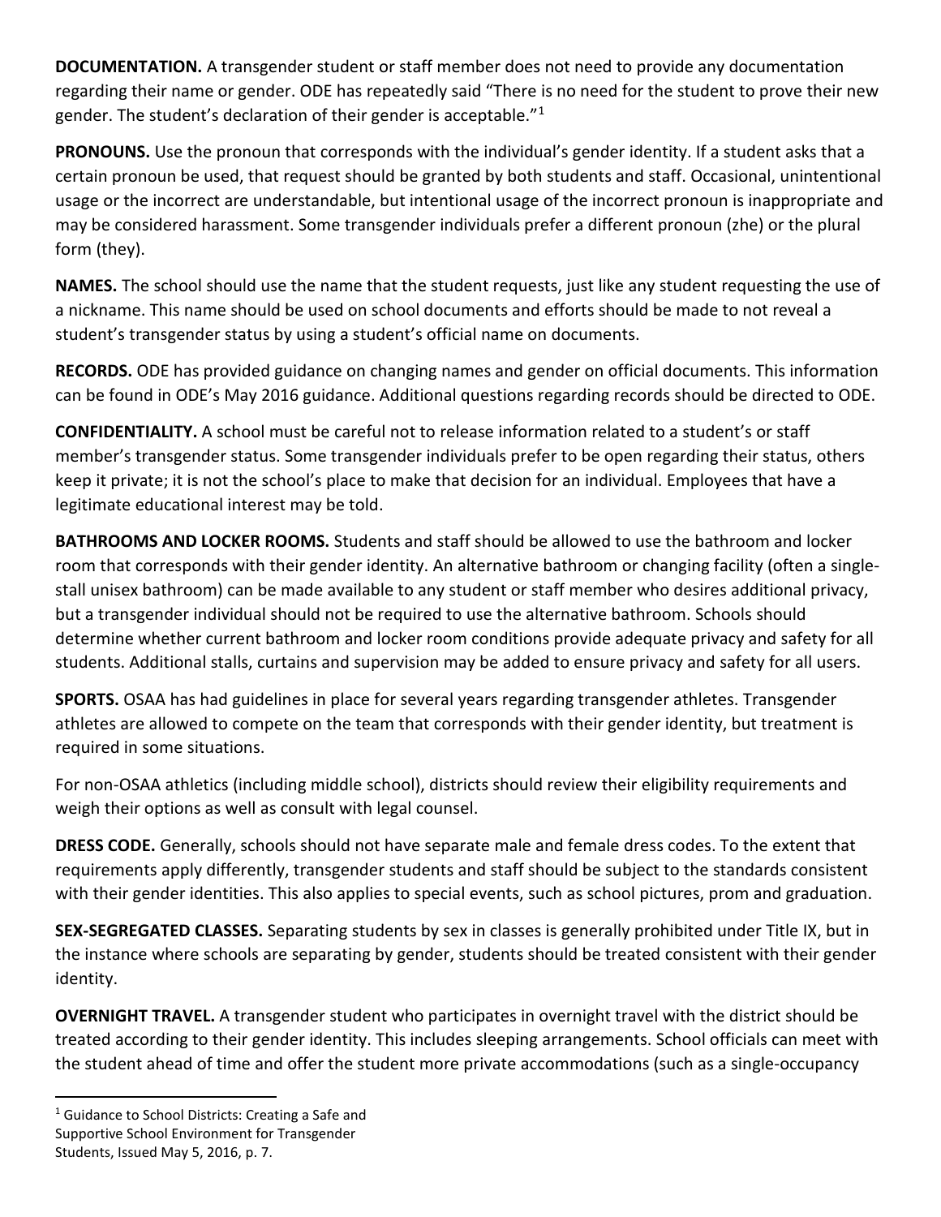**DOCUMENTATION.** A transgender student or staff member does not need to provide any documentation regarding their name or gender. ODE has repeatedly said "There is no need for the student to prove their new gender. The student's declaration of their gender is acceptable."[1]

**PRONOUNS.** Use the pronoun that corresponds with the individual's gender identity. If a student asks that a certain pronoun be used, that request should be granted by both students and staff. Occasional, unintentional usage or the incorrect are understandable, but intentional usage of the incorrect pronoun is inappropriate and may be considered harassment. Some transgender individuals prefer a different pronoun (zhe) or the plural form (they).

**NAMES.** The school should use the name that the student requests, just like any student requesting the use of a nickname. This name should be used on school documents and efforts should be made to not reveal a student's transgender status by using a student's official name on documents.

**RECORDS.** ODE has provided guidance on changing names and gender on official documents. This information can be found in ODE's May 2016 guidance. Additional questions regarding records should be directed to ODE.

**CONFIDENTIALITY.** A school must be careful not to release information related to a student's or staff member's transgender status. Some transgender individuals prefer to be open regarding their status, others keep it private; it is not the school's place to make that decision for an individual. Employees that have a legitimate educational interest may be told.

**BATHROOMS AND LOCKER ROOMS.** Students and staff should be allowed to use the bathroom and locker room that corresponds with their gender identity. An alternative bathroom or changing facility (often a single-stall unisex bathroom) can be made available to any student or staff member who desires additional privacy, but a transgender individual should not be required to use the alternative bathroom. Schools should determine whether current bathroom and locker room conditions provide adequate privacy and safety for all students. Additional stalls, curtains and supervision may be added to ensure privacy and safety for all users.

**SPORTS.** OSAA has had guidelines in place for several years regarding transgender athletes. Transgender athletes are allowed to compete on the team that corresponds with their gender identity, but treatment is required in some situations.

For non-OSAA athletics (including middle school), districts should review their eligibility requirements and weigh their options as well as consult with legal counsel.

**DRESS CODE.** Generally, schools should not have separate male and female dress codes. To the extent that requirements apply differently, transgender students and staff should be subject to the standards consistent with their gender identities. This also applies to special events, such as school pictures, prom and graduation.

**SEX-SEGREGATED CLASSES.** Separating students by sex in classes is generally prohibited under Title IX, but in the instance where schools are separating by gender, students should be treated consistent with their gender identity.

**OVERNIGHT TRAVEL.** A transgender student who participates in overnight travel with the district should be treated according to their gender identity. This includes sleeping arrangements. School officials can meet with the student ahead of time and offer the student more private accommodations (such as a single-occupancy

---

[1] Guidance to School Districts: Creating a Safe and Supportive School Environment for Transgender Students, Issued May 5, 2016, p. 7.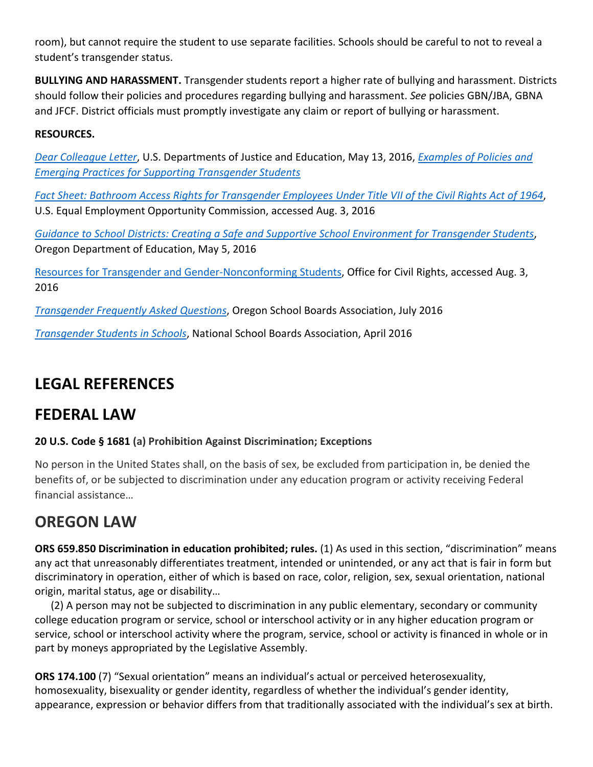room), but cannot require the student to use separate facilities. Schools should be careful to not to reveal a student's transgender status.

**BULLYING AND HARASSMENT.** Transgender students report a higher rate of bullying and harassment. Districts should follow their policies and procedures regarding bullying and harassment. *See* policies GBN/JBA, GBNA and JFCF. District officials must promptly investigate any claim or report of bullying or harassment.

**RESOURCES.**

*Dear Colleague Letter*, U.S. Departments of Justice and Education, May 13, 2016, *Examples of Policies and Emerging Practices for Supporting Transgender Students*

*Fact Sheet: Bathroom Access Rights for Transgender Employees Under Title VII of the Civil Rights Act of 1964*, U.S. Equal Employment Opportunity Commission, accessed Aug. 3, 2016

*Guidance to School Districts: Creating a Safe and Supportive School Environment for Transgender Students*, Oregon Department of Education, May 5, 2016

Resources for Transgender and Gender-Nonconforming Students, Office for Civil Rights, accessed Aug. 3, 2016

*Transgender Frequently Asked Questions*, Oregon School Boards Association, July 2016

*Transgender Students in Schools*, National School Boards Association, April 2016

## LEGAL REFERENCES

## FEDERAL LAW

**20 U.S. Code § 1681 (a) Prohibition Against Discrimination; Exceptions**

No person in the United States shall, on the basis of sex, be excluded from participation in, be denied the benefits of, or be subjected to discrimination under any education program or activity receiving Federal financial assistance…

## OREGON LAW

**ORS 659.850 Discrimination in education prohibited; rules.** (1) As used in this section, "discrimination" means any act that unreasonably differentiates treatment, intended or unintended, or any act that is fair in form but discriminatory in operation, either of which is based on race, color, religion, sex, sexual orientation, national origin, marital status, age or disability…

(2) A person may not be subjected to discrimination in any public elementary, secondary or community college education program or service, school or interschool activity or in any higher education program or service, school or interschool activity where the program, service, school or activity is financed in whole or in part by moneys appropriated by the Legislative Assembly.

**ORS 174.100** (7) "Sexual orientation" means an individual's actual or perceived heterosexuality, homosexuality, bisexuality or gender identity, regardless of whether the individual's gender identity, appearance, expression or behavior differs from that traditionally associated with the individual's sex at birth.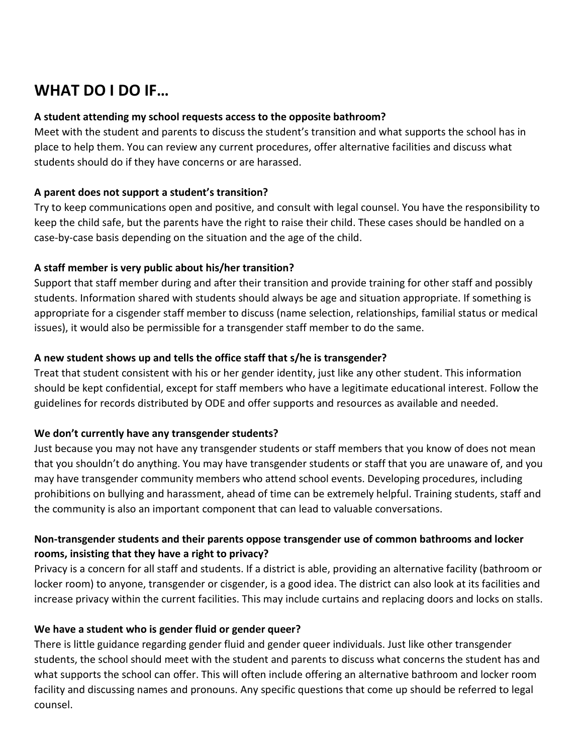## WHAT DO I DO IF…

**A student attending my school requests access to the opposite bathroom?**
Meet with the student and parents to discuss the student's transition and what supports the school has in place to help them. You can review any current procedures, offer alternative facilities and discuss what students should do if they have concerns or are harassed.

**A parent does not support a student's transition?**
Try to keep communications open and positive, and consult with legal counsel. You have the responsibility to keep the child safe, but the parents have the right to raise their child. These cases should be handled on a case-by-case basis depending on the situation and the age of the child.

**A staff member is very public about his/her transition?**
Support that staff member during and after their transition and provide training for other staff and possibly students. Information shared with students should always be age and situation appropriate. If something is appropriate for a cisgender staff member to discuss (name selection, relationships, familial status or medical issues), it would also be permissible for a transgender staff member to do the same.

**A new student shows up and tells the office staff that s/he is transgender?**
Treat that student consistent with his or her gender identity, just like any other student. This information should be kept confidential, except for staff members who have a legitimate educational interest. Follow the guidelines for records distributed by ODE and offer supports and resources as available and needed.

**We don't currently have any transgender students?**
Just because you may not have any transgender students or staff members that you know of does not mean that you shouldn't do anything. You may have transgender students or staff that you are unaware of, and you may have transgender community members who attend school events. Developing procedures, including prohibitions on bullying and harassment, ahead of time can be extremely helpful. Training students, staff and the community is also an important component that can lead to valuable conversations.

**Non-transgender students and their parents oppose transgender use of common bathrooms and locker rooms, insisting that they have a right to privacy?**
Privacy is a concern for all staff and students. If a district is able, providing an alternative facility (bathroom or locker room) to anyone, transgender or cisgender, is a good idea. The district can also look at its facilities and increase privacy within the current facilities. This may include curtains and replacing doors and locks on stalls.

**We have a student who is gender fluid or gender queer?**
There is little guidance regarding gender fluid and gender queer individuals. Just like other transgender students, the school should meet with the student and parents to discuss what concerns the student has and what supports the school can offer. This will often include offering an alternative bathroom and locker room facility and discussing names and pronouns. Any specific questions that come up should be referred to legal counsel.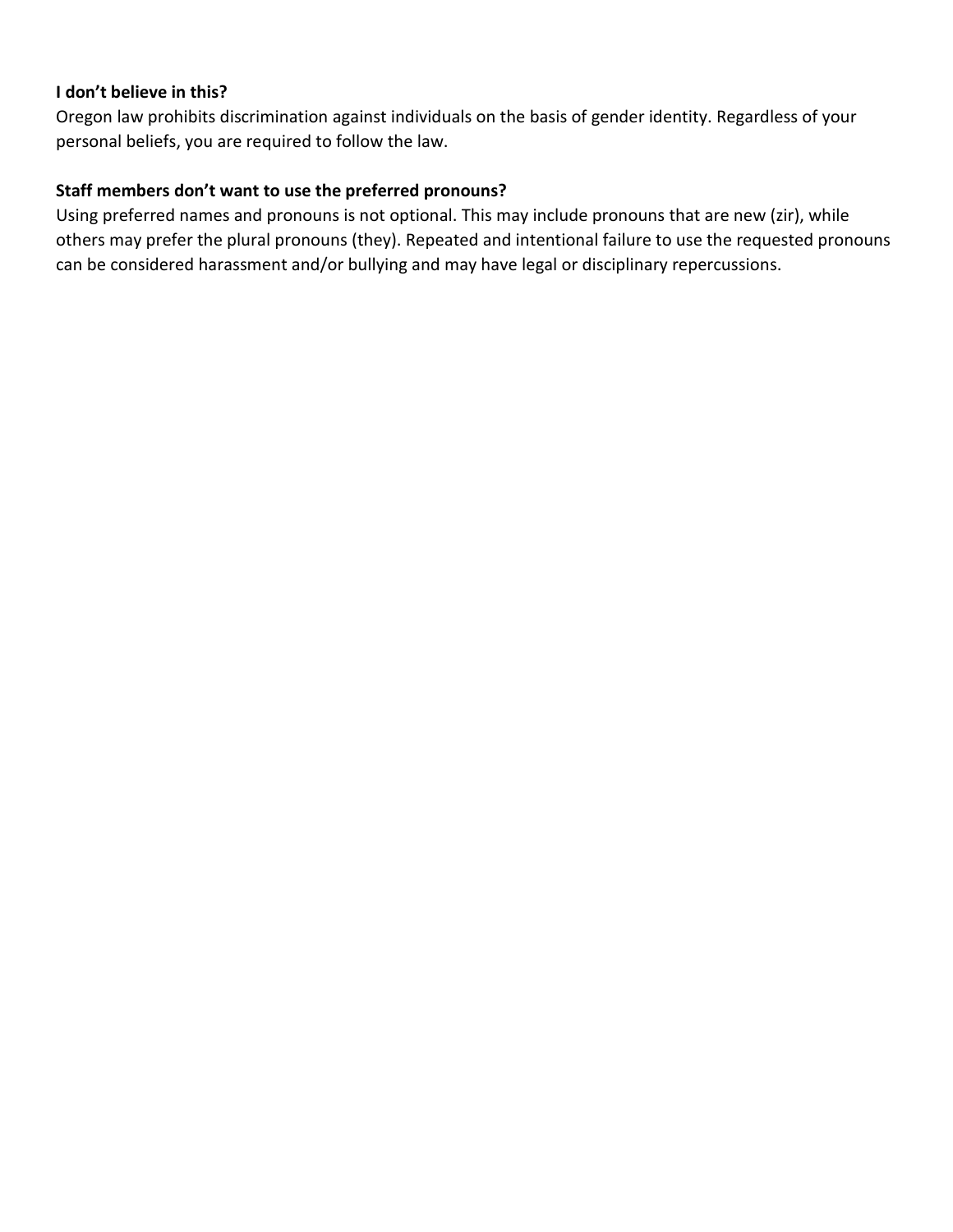**I don't believe in this?**

Oregon law prohibits discrimination against individuals on the basis of gender identity. Regardless of your personal beliefs, you are required to follow the law.

**Staff members don't want to use the preferred pronouns?**

Using preferred names and pronouns is not optional. This may include pronouns that are new (zir), while others may prefer the plural pronouns (they). Repeated and intentional failure to use the requested pronouns can be considered harassment and/or bullying and may have legal or disciplinary repercussions.